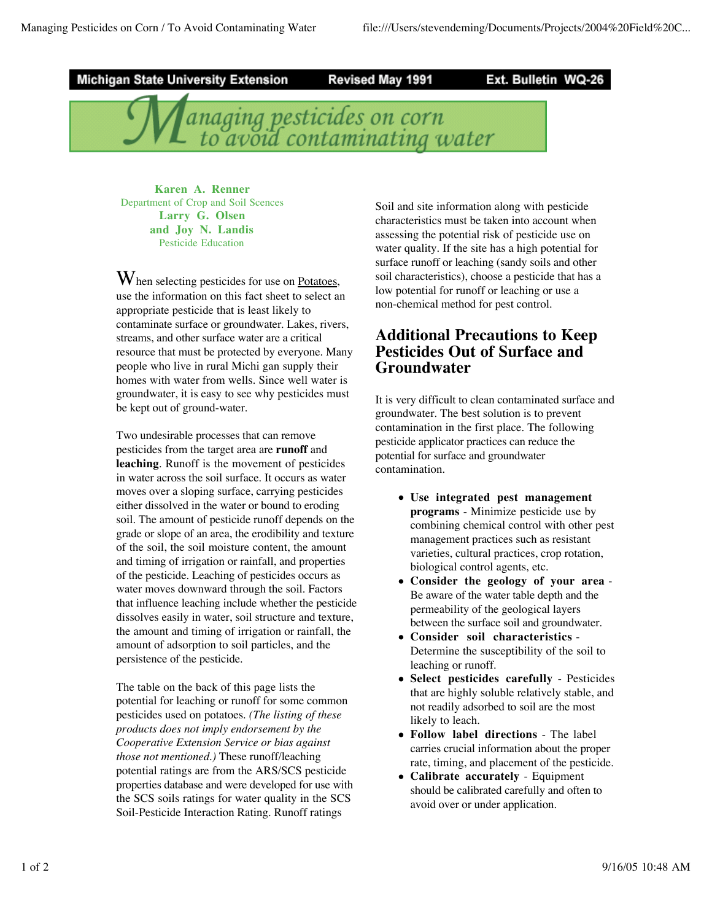Michigan State University Extension | Revised May 1991 | Ext. Bulletin WQ-26

# Managing pesticides on corn to avoid contaminating water

**Karen A. Renner**
Department of Crop and Soil Scences
**Larry G. Olsen**
**and Joy N. Landis**
Pesticide Education

When selecting pesticides for use on Potatoes, use the information on this fact sheet to select an appropriate pesticide that is least likely to contaminate surface or groundwater. Lakes, rivers, streams, and other surface water are a critical resource that must be protected by everyone. Many people who live in rural Michi gan supply their homes with water from wells. Since well water is groundwater, it is easy to see why pesticides must be kept out of ground-water.

Two undesirable processes that can remove pesticides from the target area are **runoff** and **leaching**. Runoff is the movement of pesticides in water across the soil surface. It occurs as water moves over a sloping surface, carrying pesticides either dissolved in the water or bound to eroding soil. The amount of pesticide runoff depends on the grade or slope of an area, the erodibility and texture of the soil, the soil moisture content, the amount and timing of irrigation or rainfall, and properties of the pesticide. Leaching of pesticides occurs as water moves downward through the soil. Factors that influence leaching include whether the pesticide dissolves easily in water, soil structure and texture, the amount and timing of irrigation or rainfall, the amount of adsorption to soil particles, and the persistence of the pesticide.

The table on the back of this page lists the potential for leaching or runoff for some common pesticides used on potatoes. *(The listing of these products does not imply endorsement by the Cooperative Extension Service or bias against those not mentioned.)* These runoff/leaching potential ratings are from the ARS/SCS pesticide properties database and were developed for use with the SCS soils ratings for water quality in the SCS Soil-Pesticide Interaction Rating. Runoff ratings

Soil and site information along with pesticide characteristics must be taken into account when assessing the potential risk of pesticide use on water quality. If the site has a high potential for surface runoff or leaching (sandy soils and other soil characteristics), choose a pesticide that has a low potential for runoff or leaching or use a non-chemical method for pest control.

## Additional Precautions to Keep Pesticides Out of Surface and Groundwater

It is very difficult to clean contaminated surface and groundwater. The best solution is to prevent contamination in the first place. The following pesticide applicator practices can reduce the potential for surface and groundwater contamination.

- **Use integrated pest management programs** - Minimize pesticide use by combining chemical control with other pest management practices such as resistant varieties, cultural practices, crop rotation, biological control agents, etc.
- **Consider the geology of your area** - Be aware of the water table depth and the permeability of the geological layers between the surface soil and groundwater.
- **Consider soil characteristics** - Determine the susceptibility of the soil to leaching or runoff.
- **Select pesticides carefully** - Pesticides that are highly soluble relatively stable, and not readily adsorbed to soil are the most likely to leach.
- **Follow label directions** - The label carries crucial information about the proper rate, timing, and placement of the pesticide.
- **Calibrate accurately** - Equipment should be calibrated carefully and often to avoid over or under application.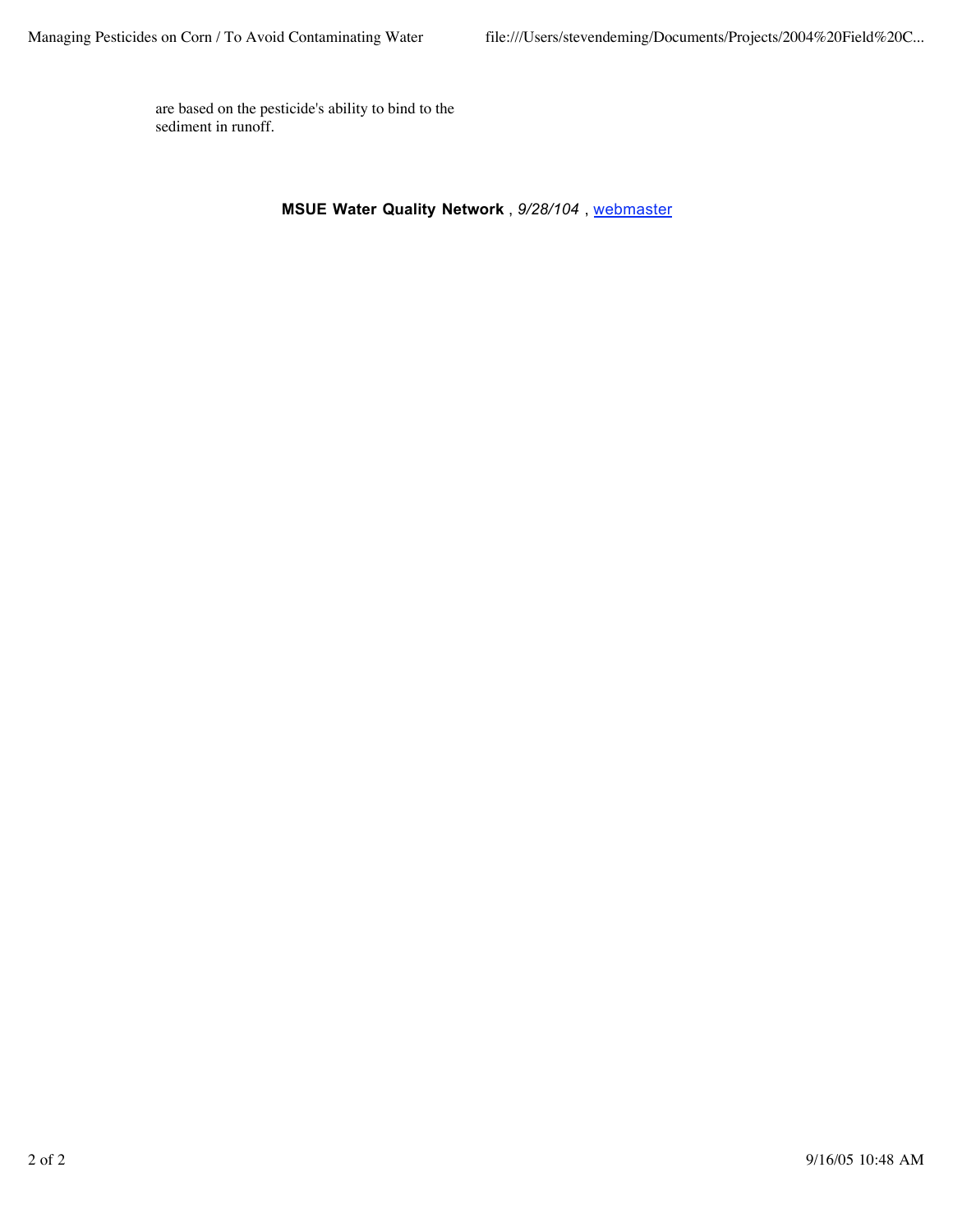are based on the pesticide's ability to bind to the sediment in runoff.

**MSUE Water Quality Network** , *9/28/104* , webmaster